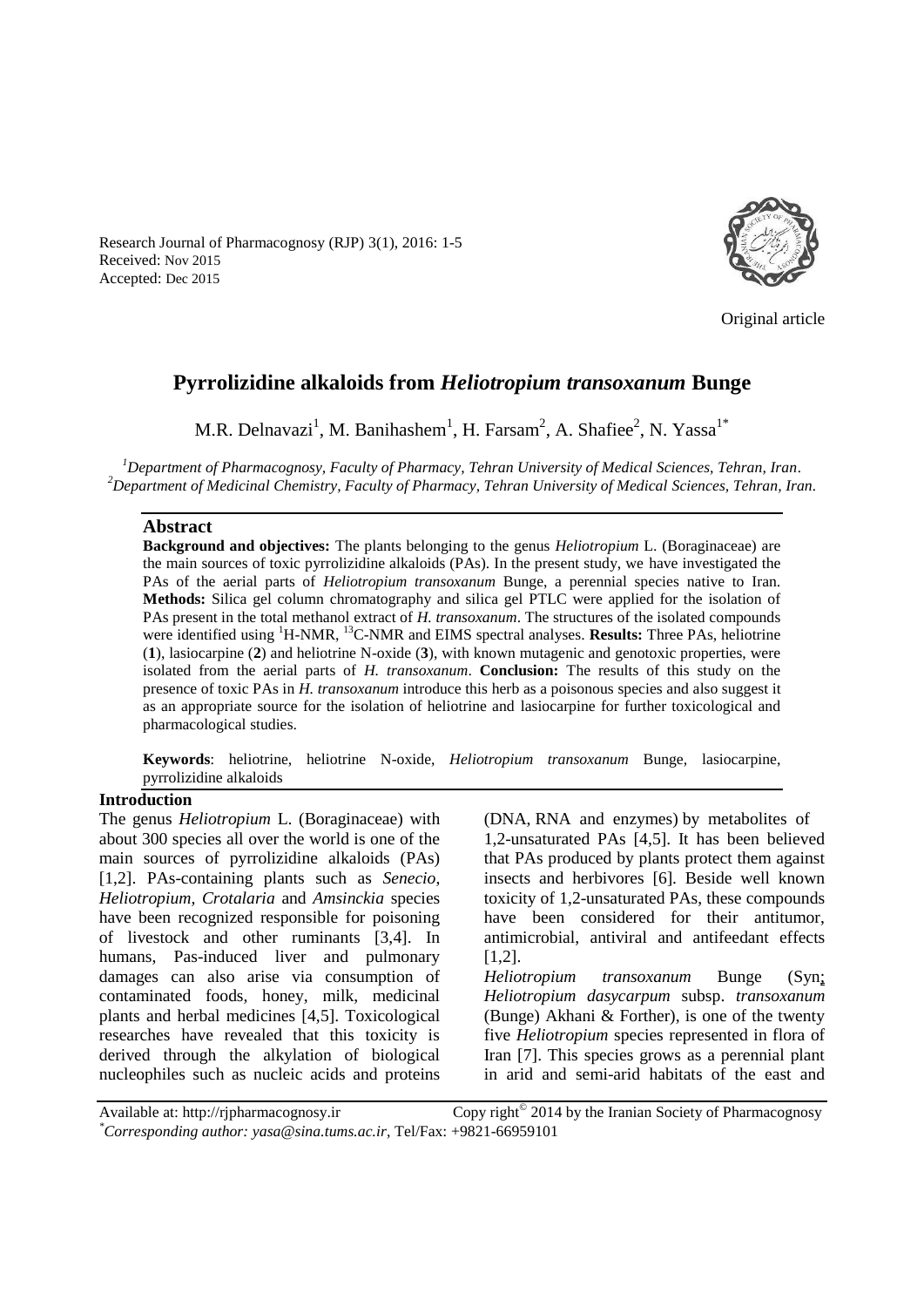Research Journal of Pharmacognosy (RJP) 3(1), 2016: 1-5
Received: Nov 2015
Accepted: Dec 2015

Original article

# Pyrrolizidine alkaloids from *Heliotropium transoxanum* Bunge

M.R. Delnavazi[1], M. Banihashem[1], H. Farsam[2], A. Shafiee[2], N. Yassa[1*]

[1] *Department of Pharmacognosy, Faculty of Pharmacy, Tehran University of Medical Sciences, Tehran, Iran.*
[2] *Department of Medicinal Chemistry, Faculty of Pharmacy, Tehran University of Medical Sciences, Tehran, Iran.*

## Abstract

**Background and objectives:** The plants belonging to the genus *Heliotropium* L. (Boraginaceae) are the main sources of toxic pyrrolizidine alkaloids (PAs). In the present study, we have investigated the PAs of the aerial parts of *Heliotropium transoxanum* Bunge, a perennial species native to Iran. **Methods:** Silica gel column chromatography and silica gel PTLC were applied for the isolation of PAs present in the total methanol extract of *H. transoxanum*. The structures of the isolated compounds were identified using $^{1}$H-NMR, $^{13}$C-NMR and EIMS spectral analyses. **Results:** Three PAs, heliotrine (**1**), lasiocarpine (**2**) and heliotrine N-oxide (**3**), with known mutagenic and genotoxic properties, were isolated from the aerial parts of *H. transoxanum*. **Conclusion:** The results of this study on the presence of toxic PAs in *H. transoxanum* introduce this herb as a poisonous species and also suggest it as an appropriate source for the isolation of heliotrine and lasiocarpine for further toxicological and pharmacological studies.

**Keywords**: heliotrine, heliotrine N-oxide, *Heliotropium transoxanum* Bunge, lasiocarpine, pyrrolizidine alkaloids

## Introduction

The genus *Heliotropium* L. (Boraginaceae) with about 300 species all over the world is one of the main sources of pyrrolizidine alkaloids (PAs) [1,2]. PAs-containing plants such as *Senecio*, *Heliotropium*, *Crotalaria* and *Amsinckia* species have been recognized responsible for poisoning of livestock and other ruminants [3,4]. In humans, Pas-induced liver and pulmonary damages can also arise via consumption of contaminated foods, honey, milk, medicinal plants and herbal medicines [4,5]. Toxicological researches have revealed that this toxicity is derived through the alkylation of biological nucleophiles such as nucleic acids and proteins (DNA, RNA and enzymes) by metabolites of 1,2-unsaturated PAs [4,5]. It has been believed that PAs produced by plants protect them against insects and herbivores [6]. Beside well known toxicity of 1,2-unsaturated PAs, these compounds have been considered for their antitumor, antimicrobial, antiviral and antifeedant effects [1,2].

*Heliotropium transoxanum* Bunge (Syn; *Heliotropium dasycarpum* subsp. *transoxanum* (Bunge) Akhani & Forther), is one of the twenty five *Heliotropium* species represented in flora of Iran [7]. This species grows as a perennial plant in arid and semi-arid habitats of the east and

Available at: http://rjpharmacognosy.ir Copy right© 2014 by the Iranian Society of Pharmacognosy
*Corresponding author: yasa@sina.tums.ac.ir, Tel/Fax: +9821-66959101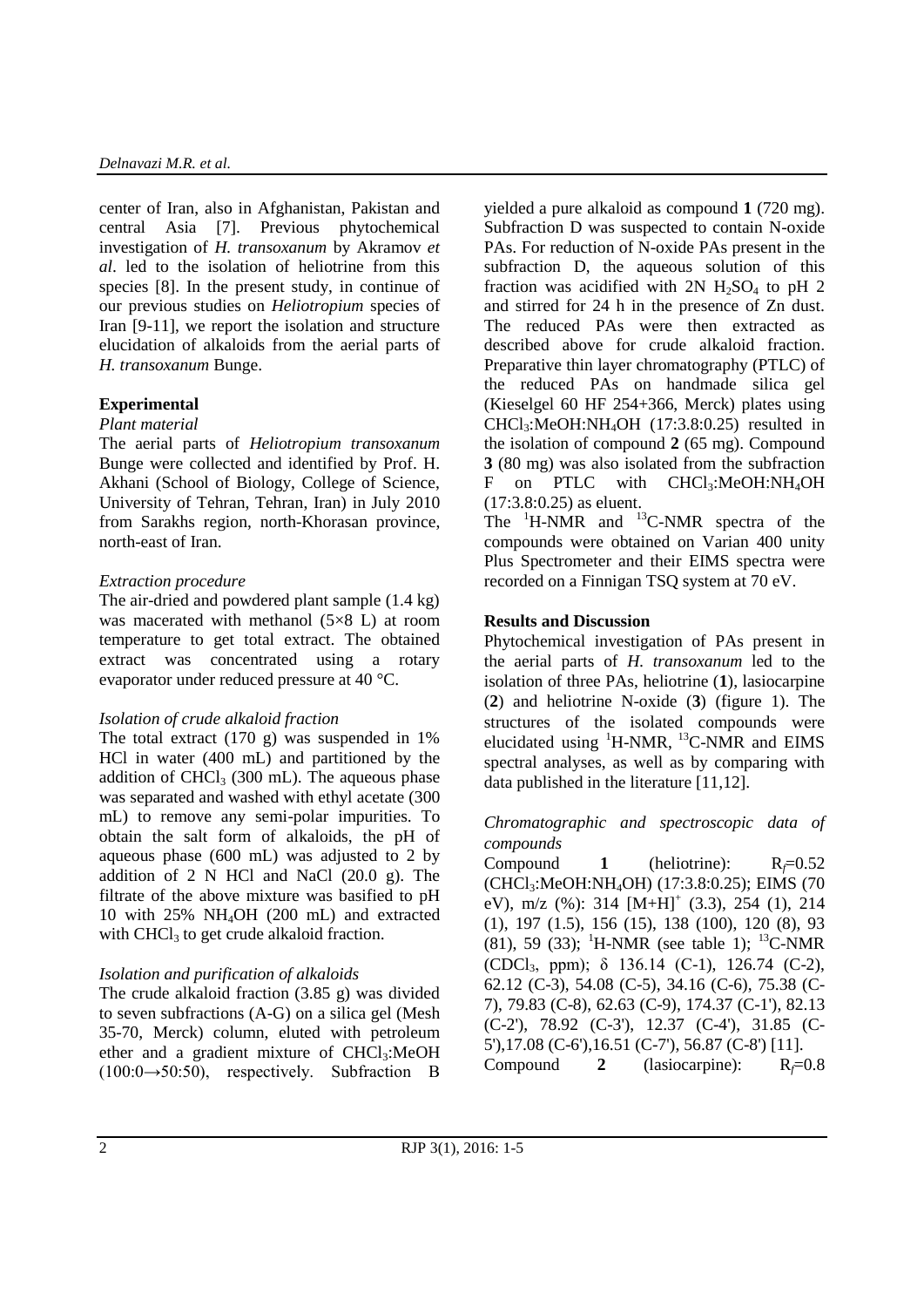center of Iran, also in Afghanistan, Pakistan and central Asia [7]. Previous phytochemical investigation of *H. transoxanum* by Akramov *et al*. led to the isolation of heliotrine from this species [8]. In the present study, in continue of our previous studies on *Heliotropium* species of Iran [9-11], we report the isolation and structure elucidation of alkaloids from the aerial parts of *H. transoxanum* Bunge.

## Experimental

### *Plant material*

The aerial parts of *Heliotropium transoxanum* Bunge were collected and identified by Prof. H. Akhani (School of Biology, College of Science, University of Tehran, Tehran, Iran) in July 2010 from Sarakhs region, north-Khorasan province, north-east of Iran.

### *Extraction procedure*

The air-dried and powdered plant sample (1.4 kg) was macerated with methanol (5×8 L) at room temperature to get total extract. The obtained extract was concentrated using a rotary evaporator under reduced pressure at 40 °C.

### *Isolation of crude alkaloid fraction*

The total extract (170 g) was suspended in 1% HCl in water (400 mL) and partitioned by the addition of $CHCl_3$ (300 mL). The aqueous phase was separated and washed with ethyl acetate (300 mL) to remove any semi-polar impurities. To obtain the salt form of alkaloids, the pH of aqueous phase (600 mL) was adjusted to 2 by addition of 2 N HCl and NaCl (20.0 g). The filtrate of the above mixture was basified to pH 10 with 25% $NH_4OH$ (200 mL) and extracted with $CHCl_3$ to get crude alkaloid fraction.

### *Isolation and purification of alkaloids*

The crude alkaloid fraction (3.85 g) was divided to seven subfractions (A-G) on a silica gel (Mesh 35-70, Merck) column, eluted with petroleum ether and a gradient mixture of $CHCl_3$:MeOH (100:0→50:50), respectively. Subfraction B yielded a pure alkaloid as compound **1** (720 mg). Subfraction D was suspected to contain N-oxide PAs. For reduction of N-oxide PAs present in the subfraction D, the aqueous solution of this fraction was acidified with 2N $H_2SO_4$ to pH 2 and stirred for 24 h in the presence of Zn dust. The reduced PAs were then extracted as described above for crude alkaloid fraction. Preparative thin layer chromatography (PTLC) of the reduced PAs on handmade silica gel (Kieselgel 60 HF 254+366, Merck) plates using $CHCl_3$:MeOH:$NH_4OH$ (17:3.8:0.25) resulted in the isolation of compound **2** (65 mg). Compound **3** (80 mg) was also isolated from the subfraction F on PTLC with $CHCl_3$:MeOH:$NH_4OH$ (17:3.8:0.25) as eluent.

The $^1$H-NMR and $^{13}$C-NMR spectra of the compounds were obtained on Varian 400 unity Plus Spectrometer and their EIMS spectra were recorded on a Finnigan TSQ system at 70 eV.

## Results and Discussion

Phytochemical investigation of PAs present in the aerial parts of *H. transoxanum* led to the isolation of three PAs, heliotrine (**1**), lasiocarpine (**2**) and heliotrine N-oxide (**3**) (figure 1). The structures of the isolated compounds were elucidated using $^1$H-NMR, $^{13}$C-NMR and EIMS spectral analyses, as well as by comparing with data published in the literature [11,12].

### *Chromatographic and spectroscopic data of compounds*

Compound **1** (heliotrine): $R_f$=0.52 ($CHCl_3$:MeOH:$NH_4OH$) (17:3.8:0.25); EIMS (70 eV), m/z (%): 314 $[M+H]^+$ (3.3), 254 (1), 214 (1), 197 (1.5), 156 (15), 138 (100), 120 (8), 93 (81), 59 (33); $^1$H-NMR (see table 1); $^{13}$C-NMR ($CDCl_3$, ppm); δ 136.14 (C-1), 126.74 (C-2), 62.12 (C-3), 54.08 (C-5), 34.16 (C-6), 75.38 (C-7), 79.83 (C-8), 62.63 (C-9), 174.37 (C-1'), 82.13 (C-2'), 78.92 (C-3'), 12.37 (C-4'), 31.85 (C-5'),17.08 (C-6'),16.51 (C-7'), 56.87 (C-8') [11].

Compound **2** (lasiocarpine): $R_f$=0.8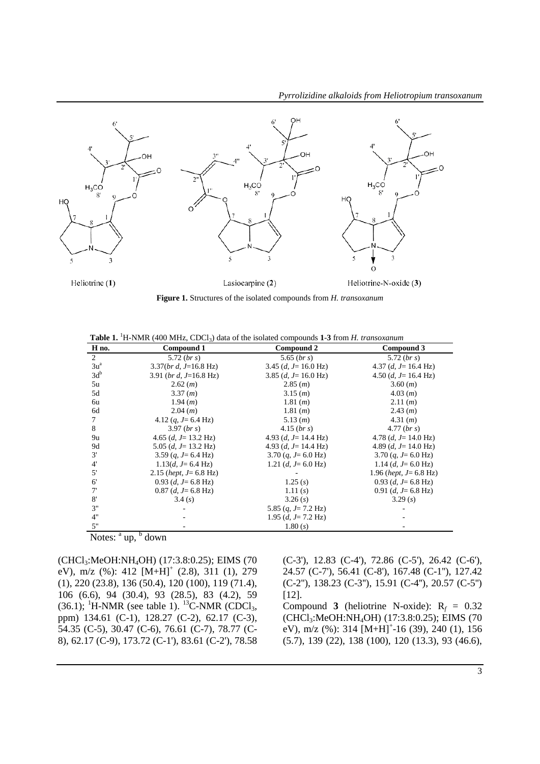Figure 1. Structures of the isolated compounds from *H. transoxanum*

**Table 1.** $^1$H-NMR (400 MHz, $CDCl_3$) data of the isolated compounds **1-3** from *H. transoxanum*

| H no. | Compound 1 | Compound 2 | Compound 3 |
|---|---|---|---|
| 2 | 5.72 (*br s*) | 5.65 (*br s*) | 5.72 (*br s*) |
| 3u[a] | 3.37(*br d*, *J*=16.8 Hz) | 3.45 (*d*, *J*= 16.0 Hz) | 4.37 (*d*, *J*= 16.4 Hz) |
| 3d[b] | 3.91 (*br d*, *J*=16.8 Hz) | 3.85 (*d*, *J*= 16.0 Hz) | 4.50 (*d*, *J*= 16.4 Hz) |
| 5u | 2.62 (*m*) | 2.85 (*m*) | 3.60 (*m*) |
| 5d | 3.37 (*m*) | 3.15 (*m*) | 4.03 (*m*) |
| 6u | 1.94 (*m*) | 1.81 (*m*) | 2.11 (*m*) |
| 6d | 2.04 (*m*) | 1.81 (*m*) | 2.43 (*m*) |
| 7 | 4.12 (*q*, *J*= 6.4 Hz) | 5.13 (*m*) | 4.31 (*m*) |
| 8 | 3.97 (*br s*) | 4.15 (*br s*) | 4.77 (*br s*) |
| 9u | 4.65 (*d*, *J*= 13.2 Hz) | 4.93 (*d*, *J*= 14.4 Hz) | 4.78 (*d*, *J*= 14.0 Hz) |
| 9d | 5.05 (*d*, *J*= 13.2 Hz) | 4.93 (*d*, *J*= 14.4 Hz) | 4.89 (*d*, *J*= 14.0 Hz) |
| 3' | 3.59 (*q*, *J*= 6.4 Hz) | 3.70 (*q*, *J*= 6.0 Hz) | 3.70 (*q*, *J*= 6.0 Hz) |
| 4' | 1.13(*d*, *J*= 6.4 Hz) | 1.21 (*d*, *J*= 6.0 Hz) | 1.14 (*d*, *J*= 6.0 Hz) |
| 5' | 2.15 (*hept*, *J*= 6.8 Hz) | - | 1.96 (*hept*, *J*= 6.8 Hz) |
| 6' | 0.93 (*d*, *J*= 6.8 Hz) | 1.25 (*s*) | 0.93 (*d*, *J*= 6.8 Hz) |
| 7' | 0.87 (*d*, *J*= 6.8 Hz) | 1.11 (*s*) | 0.91 (*d*, *J*= 6.8 Hz) |
| 8' | 3.4 (*s*) | 3.26 (*s*) | 3.29 (*s*) |
| 3" | - | 5.85 (*q*, *J*= 7.2 Hz) | - |
| 4" | - | 1.95 (*d*, *J*= 7.2 Hz) | - |
| 5" | - | 1.80 (*s*) | - |

Notes: [a] up, [b] down

($CHCl_3$:MeOH:$NH_4OH$) (17:3.8:0.25); EIMS (70 eV), m/z (%): 412 $[M+H]^+$ (2.8), 311 (1), 279 (1), 220 (23.8), 136 (50.4), 120 (100), 119 (71.4), 106 (6.6), 94 (30.4), 93 (28.5), 83 (4.2), 59 (36.1); $^1$H-NMR (see table 1). $^{13}$C-NMR ($CDCl_3$, ppm) 134.61 (C-1), 128.27 (C-2), 62.17 (C-3), 54.35 (C-5), 30.47 (C-6), 76.61 (C-7), 78.77 (C-8), 62.17 (C-9), 173.72 (C-1'), 83.61 (C-2'), 78.58 (C-3'), 12.83 (C-4'), 72.86 (C-5'), 26.42 (C-6'), 24.57 (C-7'), 56.41 (C-8'), 167.48 (C-1"), 127.42 (C-2"), 138.23 (C-3"), 15.91 (C-4"), 20.57 (C-5") [12].

Compound **3** (heliotrine N-oxide): $R_f$ = 0.32 ($CHCl_3$:MeOH:$NH_4OH$) (17:3.8:0.25); EIMS (70 eV), m/z (%): 314 $[M+H]^+$-16 (39), 240 (1), 156 (5.7), 139 (22), 138 (100), 120 (13.3), 93 (46.6),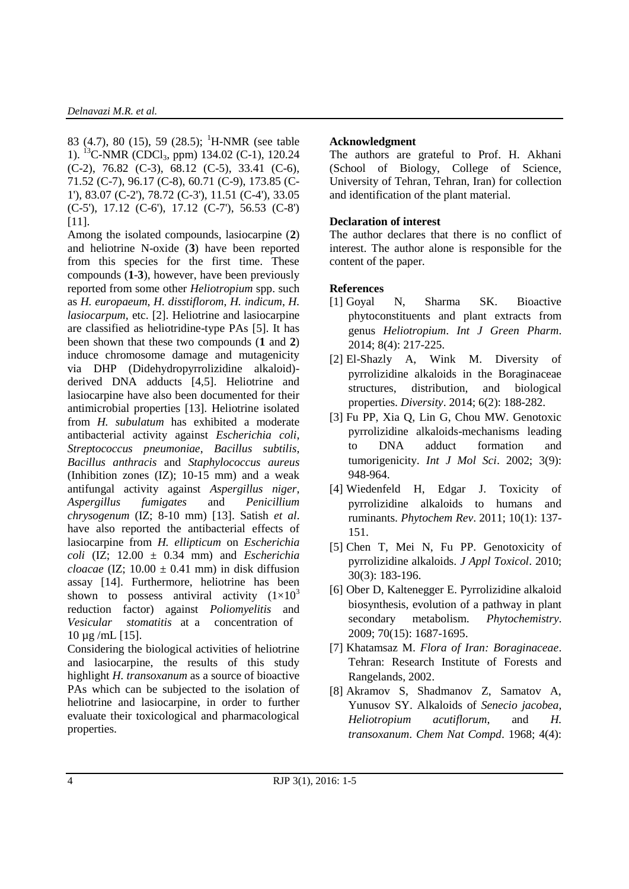83 (4.7), 80 (15), 59 (28.5); $^1$H-NMR (see table 1). $^{13}$C-NMR ($CDCl_3$, ppm) 134.02 (C-1), 120.24 (C-2), 76.82 (C-3), 68.12 (C-5), 33.41 (C-6), 71.52 (C-7), 96.17 (C-8), 60.71 (C-9), 173.85 (C-1'), 83.07 (C-2'), 78.72 (C-3'), 11.51 (C-4'), 33.05 (C-5'), 17.12 (C-6'), 17.12 (C-7'), 56.53 (C-8') [11].

Among the isolated compounds, lasiocarpine (**2**) and heliotrine N-oxide (**3**) have been reported from this species for the first time. These compounds (**1**-**3**), however, have been previously reported from some other *Heliotropium* spp. such as *H. europaeum*, *H. disstiflorom*, *H. indicum*, *H. lasiocarpum*, etc. [2]. Heliotrine and lasiocarpine are classified as heliotridine-type PAs [5]. It has been shown that these two compounds (**1** and **2**) induce chromosome damage and mutagenicity via DHP (Didehydropyrrolizidine alkaloid)-derived DNA adducts [4,5]. Heliotrine and lasiocarpine have also been documented for their antimicrobial properties [13]. Heliotrine isolated from *H. subulatum* has exhibited a moderate antibacterial activity against *Escherichia coli*, *Streptococcus pneumoniae*, *Bacillus subtilis*, *Bacillus anthracis* and *Staphylococcus aureus* (Inhibition zones (IZ); 10-15 mm) and a weak antifungal activity against *Aspergillus niger*, *Aspergillus fumigates* and *Penicillium chrysogenum* (IZ; 8-10 mm) [13]. Satish *et al*. have also reported the antibacterial effects of lasiocarpine from *H. ellipticum* on *Escherichia coli* (IZ; $12.00 \pm 0.34$ mm) and *Escherichia cloacae* (IZ; $10.00 \pm 0.41$ mm) in disk diffusion assay [14]. Furthermore, heliotrine has been shown to possess antiviral activity ($1{\times}10^3$ reduction factor) against *Poliomyelitis* and *Vesicular stomatitis* at a concentration of 10 µg /mL [15].

Considering the biological activities of heliotrine and lasiocarpine, the results of this study highlight *H. transoxanum* as a source of bioactive PAs which can be subjected to the isolation of heliotrine and lasiocarpine, in order to further evaluate their toxicological and pharmacological properties.

**Acknowledgment**

The authors are grateful to Prof. H. Akhani (School of Biology, College of Science, University of Tehran, Tehran, Iran) for collection and identification of the plant material.

**Declaration of interest**

The author declares that there is no conflict of interest. The author alone is responsible for the content of the paper.

**References**

[1] Goyal N, Sharma SK. Bioactive phytoconstituents and plant extracts from genus *Heliotropium*. *Int J Green Pharm*. 2014; 8(4): 217-225.

[2] El-Shazly A, Wink M. Diversity of pyrrolizidine alkaloids in the Boraginaceae structures, distribution, and biological properties. *Diversity*. 2014; 6(2): 188-282.

[3] Fu PP, Xia Q, Lin G, Chou MW. Genotoxic pyrrolizidine alkaloids-mechanisms leading to DNA adduct formation and tumorigenicity. *Int J Mol Sci*. 2002; 3(9): 948-964.

[4] Wiedenfeld H, Edgar J. Toxicity of pyrrolizidine alkaloids to humans and ruminants. *Phytochem Rev*. 2011; 10(1): 137-151.

[5] Chen T, Mei N, Fu PP. Genotoxicity of pyrrolizidine alkaloids. *J Appl Toxicol*. 2010; 30(3): 183-196.

[6] Ober D, Kaltenegger E. Pyrrolizidine alkaloid biosynthesis, evolution of a pathway in plant secondary metabolism. *Phytochemistry*. 2009; 70(15): 1687-1695.

[7] Khatamsaz M. *Flora of Iran: Boraginaceae*. Tehran: Research Institute of Forests and Rangelands, 2002.

[8] Akramov S, Shadmanov Z, Samatov A, Yunusov SY. Alkaloids of *Senecio jacobea*, *Heliotropium acutiflorum*, and *H. transoxanum*. *Chem Nat Compd*. 1968; 4(4):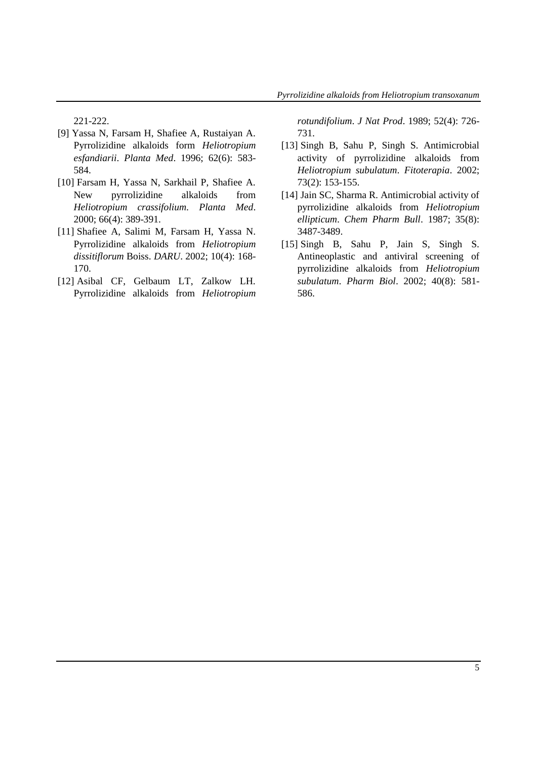221-222.

[9] Yassa N, Farsam H, Shafiee A, Rustaiyan A. Pyrrolizidine alkaloids form *Heliotropium esfandiarii*. *Planta Med*. 1996; 62(6): 583-584.

[10] Farsam H, Yassa N, Sarkhail P, Shafiee A. New pyrrolizidine alkaloids from *Heliotropium crassifolium. Planta Med*. 2000; 66(4): 389-391.

[11] Shafiee A, Salimi M, Farsam H, Yassa N. Pyrrolizidine alkaloids from *Heliotropium dissitiflorum* Boiss. *DARU*. 2002; 10(4): 168-170.

[12] Asibal CF, Gelbaum LT, Zalkow LH. Pyrrolizidine alkaloids from *Heliotropium rotundifolium*. *J Nat Prod*. 1989; 52(4): 726-731.

[13] Singh B, Sahu P, Singh S. Antimicrobial activity of pyrrolizidine alkaloids from *Heliotropium subulatum*. *Fitoterapia*. 2002; 73(2): 153-155.

[14] Jain SC, Sharma R. Antimicrobial activity of pyrrolizidine alkaloids from *Heliotropium ellipticum*. *Chem Pharm Bull*. 1987; 35(8): 3487-3489.

[15] Singh B, Sahu P, Jain S, Singh S. Antineoplastic and antiviral screening of pyrrolizidine alkaloids from *Heliotropium subulatum*. *Pharm Biol*. 2002; 40(8): 581-586.